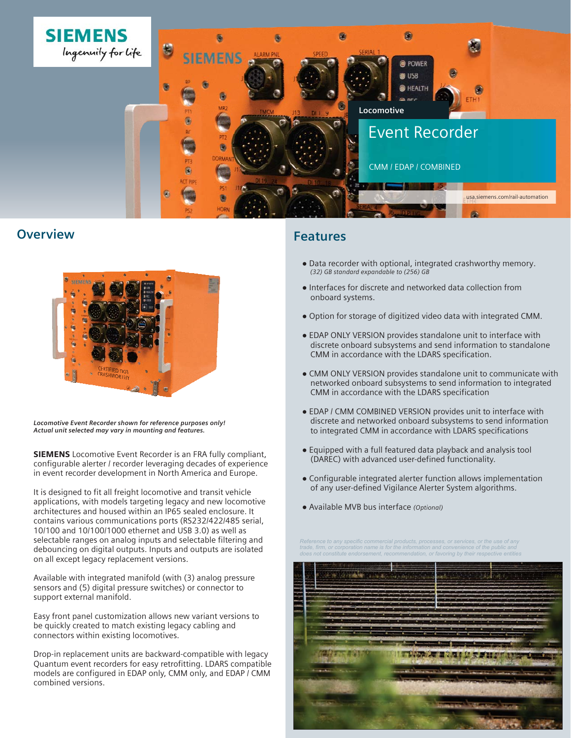**SIEMENS**
*Ingenuity for life*

Locomotive

# Event Recorder

CMM / EDAP / COMBINED

usa.siemens.com/rail-automation

## Overview

*Locomotive Event Recorder shown for reference purposes only!*
*Actual unit selected may vary in mounting and features.*

**SIEMENS** Locomotive Event Recorder is an FRA fully compliant, configurable alerter / recorder leveraging decades of experience in event recorder development in North America and Europe.

It is designed to fit all freight locomotive and transit vehicle applications, with models targeting legacy and new locomotive architectures and housed within an IP65 sealed enclosure. It contains various communications ports (RS232/422/485 serial, 10/100 and 10/100/1000 ethernet and USB 3.0) as well as selectable ranges on analog inputs and selectable filtering and debouncing on digital outputs. Inputs and outputs are isolated on all except legacy replacement versions.

Available with integrated manifold (with (3) analog pressure sensors and (5) digital pressure switches) or connector to support external manifold.

Easy front panel customization allows new variant versions to be quickly created to match existing legacy cabling and connectors within existing locomotives.

Drop-in replacement units are backward-compatible with legacy Quantum event recorders for easy retrofitting. LDARS compatible models are configured in EDAP only, CMM only, and EDAP / CMM combined versions.

## Features

- Data recorder with optional, integrated crashworthy memory.
  *(32) GB standard expandable to (256) GB*
- Interfaces for discrete and networked data collection from onboard systems.
- Option for storage of digitized video data with integrated CMM.
- EDAP ONLY VERSION provides standalone unit to interface with discrete onboard subsystems and send information to standalone CMM in accordance with the LDARS specification.
- CMM ONLY VERSION provides standalone unit to communicate with networked onboard subsystems to send information to integrated CMM in accordance with the LDARS specification
- EDAP / CMM COMBINED VERSION provides unit to interface with discrete and networked onboard subsystems to send information to integrated CMM in accordance with LDARS specifications
- Equipped with a full featured data playback and analysis tool (DAREC) with advanced user-defined functionality.
- Configurable integrated alerter function allows implementation of any user-defined Vigilance Alerter System algorithms.
- Available MVB bus interface *(Optional)*

*Reference to any specific commercial products, processes, or services, or the use of any trade, firm, or corporation name is for the information and convenience of the public and does not constitute endorsement, recommendation, or favoring by their respective entities*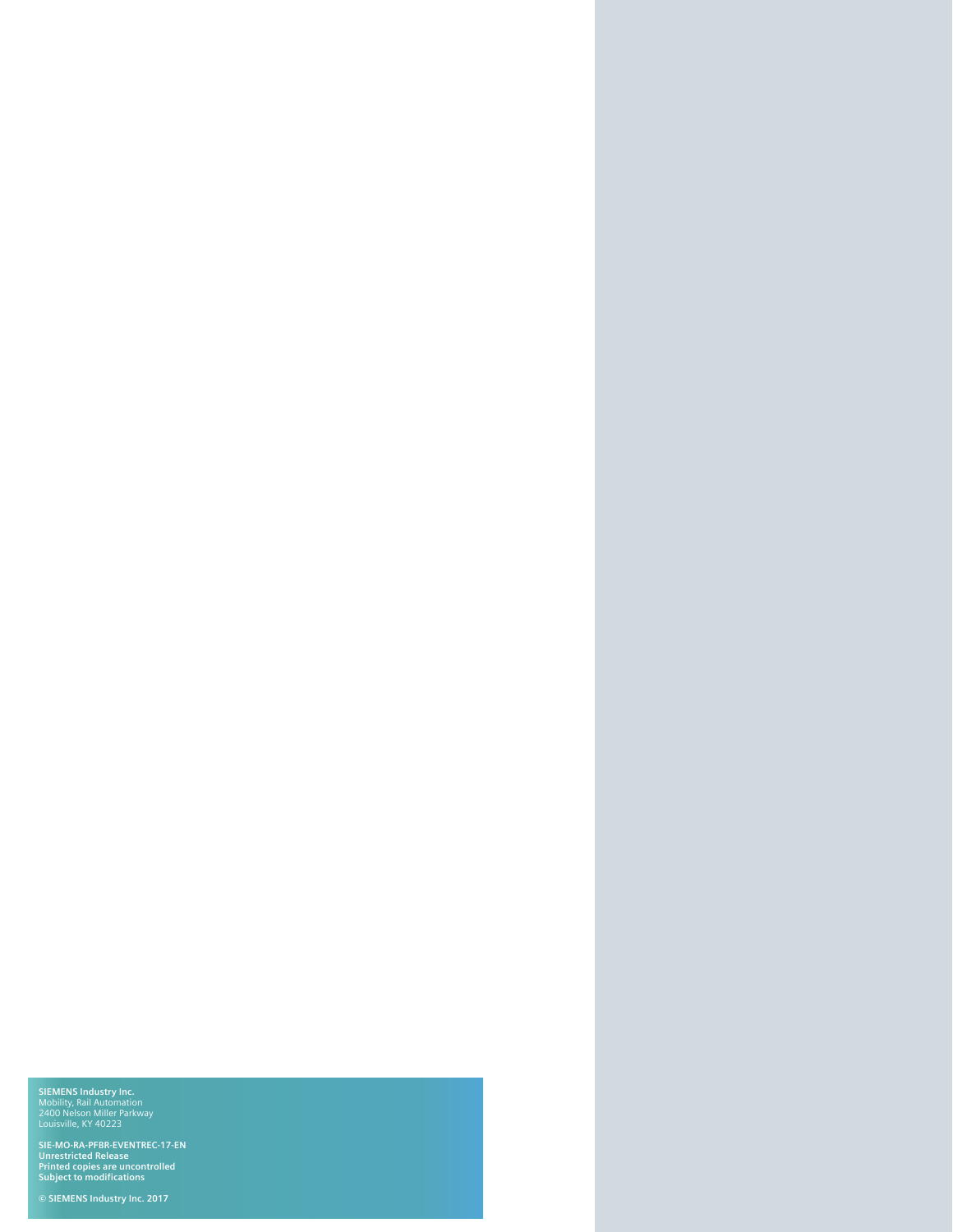**SIEMENS Industry Inc.**
Mobility, Rail Automation
2400 Nelson Miller Parkway
Louisville, KY 40223

**SIE-MO-RA-PFBR-EVENTREC-17-EN**
**Unrestricted Release**
**Printed copies are uncontrolled**
**Subject to modifications**

**© SIEMENS Industry Inc. 2017**